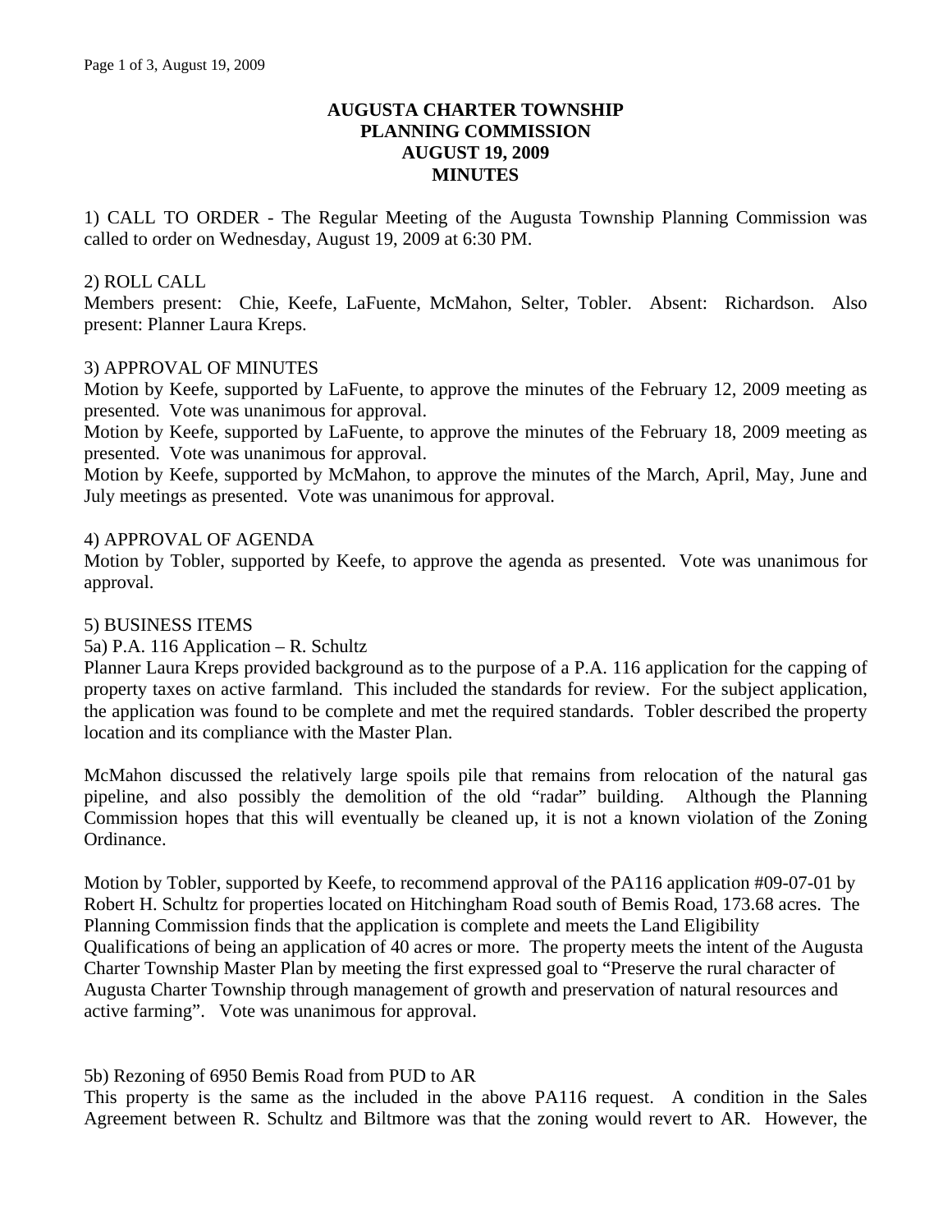# AUGUSTA CHARTER TOWNSHIP
## PLANNING COMMISSION
## AUGUST 19, 2009
## MINUTES

1) CALL TO ORDER - The Regular Meeting of the Augusta Township Planning Commission was called to order on Wednesday, August 19, 2009 at 6:30 PM.

2) ROLL CALL
Members present: Chie, Keefe, LaFuente, McMahon, Selter, Tobler. Absent: Richardson. Also present: Planner Laura Kreps.

3) APPROVAL OF MINUTES
Motion by Keefe, supported by LaFuente, to approve the minutes of the February 12, 2009 meeting as presented. Vote was unanimous for approval.
Motion by Keefe, supported by LaFuente, to approve the minutes of the February 18, 2009 meeting as presented. Vote was unanimous for approval.
Motion by Keefe, supported by McMahon, to approve the minutes of the March, April, May, June and July meetings as presented. Vote was unanimous for approval.

4) APPROVAL OF AGENDA
Motion by Tobler, supported by Keefe, to approve the agenda as presented. Vote was unanimous for approval.

5) BUSINESS ITEMS
5a) P.A. 116 Application – R. Schultz
Planner Laura Kreps provided background as to the purpose of a P.A. 116 application for the capping of property taxes on active farmland. This included the standards for review. For the subject application, the application was found to be complete and met the required standards. Tobler described the property location and its compliance with the Master Plan.

McMahon discussed the relatively large spoils pile that remains from relocation of the natural gas pipeline, and also possibly the demolition of the old "radar" building. Although the Planning Commission hopes that this will eventually be cleaned up, it is not a known violation of the Zoning Ordinance.

Motion by Tobler, supported by Keefe, to recommend approval of the PA116 application #09-07-01 by Robert H. Schultz for properties located on Hitchingham Road south of Bemis Road, 173.68 acres. The Planning Commission finds that the application is complete and meets the Land Eligibility Qualifications of being an application of 40 acres or more. The property meets the intent of the Augusta Charter Township Master Plan by meeting the first expressed goal to "Preserve the rural character of Augusta Charter Township through management of growth and preservation of natural resources and active farming". Vote was unanimous for approval.

5b) Rezoning of 6950 Bemis Road from PUD to AR
This property is the same as the included in the above PA116 request. A condition in the Sales Agreement between R. Schultz and Biltmore was that the zoning would revert to AR. However, the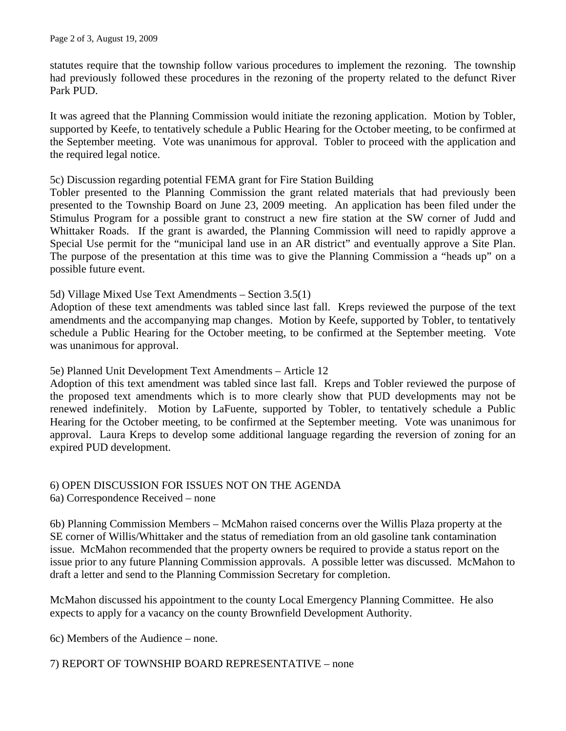statutes require that the township follow various procedures to implement the rezoning. The township had previously followed these procedures in the rezoning of the property related to the defunct River Park PUD.

It was agreed that the Planning Commission would initiate the rezoning application. Motion by Tobler, supported by Keefe, to tentatively schedule a Public Hearing for the October meeting, to be confirmed at the September meeting. Vote was unanimous for approval. Tobler to proceed with the application and the required legal notice.

5c) Discussion regarding potential FEMA grant for Fire Station Building
Tobler presented to the Planning Commission the grant related materials that had previously been presented to the Township Board on June 23, 2009 meeting. An application has been filed under the Stimulus Program for a possible grant to construct a new fire station at the SW corner of Judd and Whittaker Roads. If the grant is awarded, the Planning Commission will need to rapidly approve a Special Use permit for the "municipal land use in an AR district" and eventually approve a Site Plan. The purpose of the presentation at this time was to give the Planning Commission a "heads up" on a possible future event.

5d) Village Mixed Use Text Amendments – Section 3.5(1)
Adoption of these text amendments was tabled since last fall. Kreps reviewed the purpose of the text amendments and the accompanying map changes. Motion by Keefe, supported by Tobler, to tentatively schedule a Public Hearing for the October meeting, to be confirmed at the September meeting. Vote was unanimous for approval.

5e) Planned Unit Development Text Amendments – Article 12
Adoption of this text amendment was tabled since last fall. Kreps and Tobler reviewed the purpose of the proposed text amendments which is to more clearly show that PUD developments may not be renewed indefinitely. Motion by LaFuente, supported by Tobler, to tentatively schedule a Public Hearing for the October meeting, to be confirmed at the September meeting. Vote was unanimous for approval. Laura Kreps to develop some additional language regarding the reversion of zoning for an expired PUD development.

6) OPEN DISCUSSION FOR ISSUES NOT ON THE AGENDA
6a) Correspondence Received – none

6b) Planning Commission Members – McMahon raised concerns over the Willis Plaza property at the SE corner of Willis/Whittaker and the status of remediation from an old gasoline tank contamination issue. McMahon recommended that the property owners be required to provide a status report on the issue prior to any future Planning Commission approvals. A possible letter was discussed. McMahon to draft a letter and send to the Planning Commission Secretary for completion.

McMahon discussed his appointment to the county Local Emergency Planning Committee. He also expects to apply for a vacancy on the county Brownfield Development Authority.

6c) Members of the Audience – none.

7) REPORT OF TOWNSHIP BOARD REPRESENTATIVE – none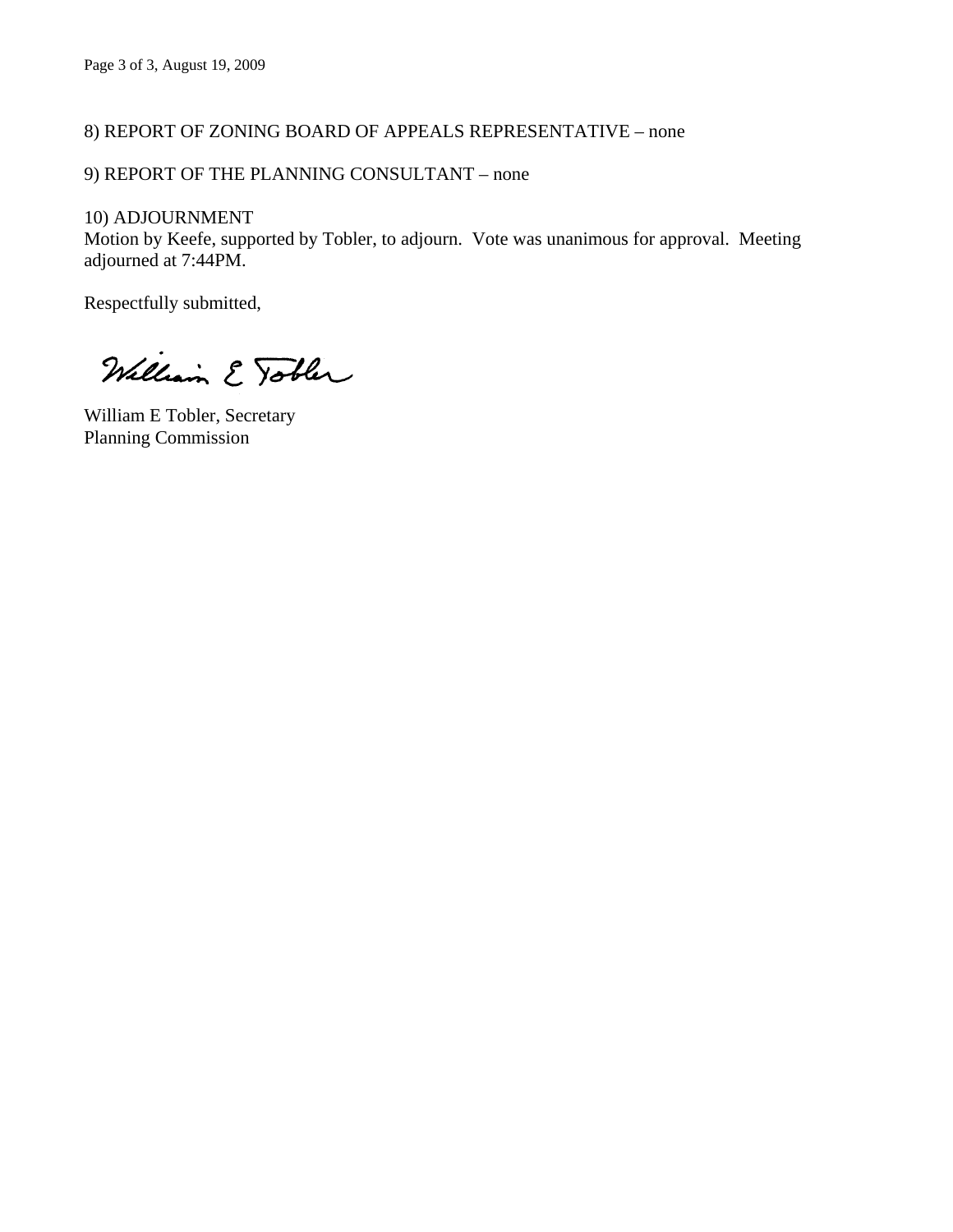8) REPORT OF ZONING BOARD OF APPEALS REPRESENTATIVE – none

9) REPORT OF THE PLANNING CONSULTANT – none

10) ADJOURNMENT

Motion by Keefe, supported by Tobler, to adjourn. Vote was unanimous for approval. Meeting adjourned at 7:44PM.

Respectfully submitted,

William E Tobler

William E Tobler, Secretary
Planning Commission